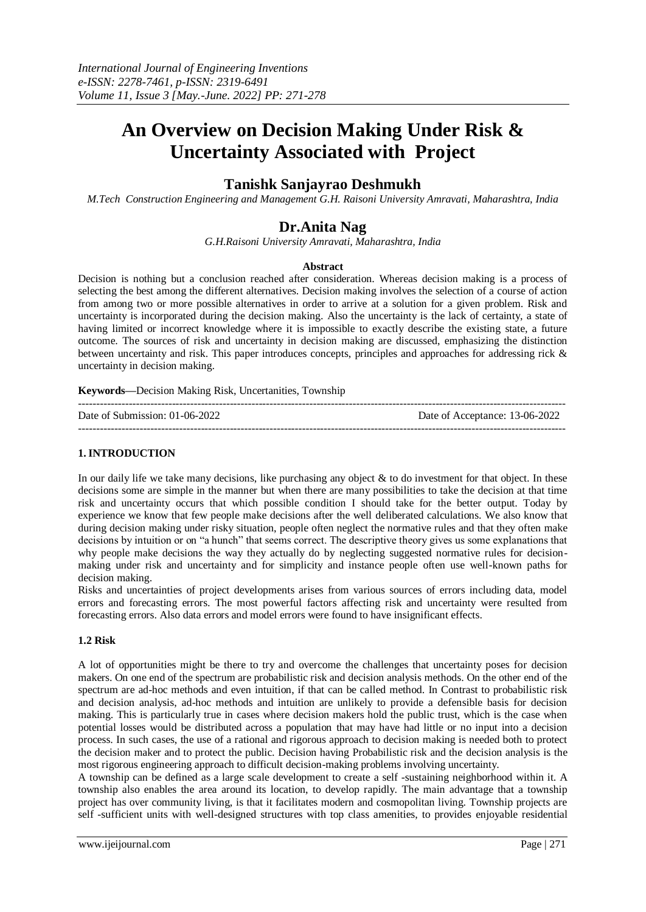# An Overview on Decision Making Under Risk & Uncertainty Associated with Project

## Tanishk Sanjayrao Deshmukh

*M.Tech Construction Engineering and Management G.H. Raisoni University Amravati, Maharashtra, India*

## Dr.Anita Nag

*G.H.Raisoni University Amravati, Maharashtra, India*

**Abstract**

Decision is nothing but a conclusion reached after consideration. Whereas decision making is a process of selecting the best among the different alternatives. Decision making involves the selection of a course of action from among two or more possible alternatives in order to arrive at a solution for a given problem. Risk and uncertainty is incorporated during the decision making. Also the uncertainty is the lack of certainty, a state of having limited or incorrect knowledge where it is impossible to exactly describe the existing state, a future outcome. The sources of risk and uncertainty in decision making are discussed, emphasizing the distinction between uncertainty and risk. This paper introduces concepts, principles and approaches for addressing rick & uncertainty in decision making.

**Keywords**—Decision Making Risk, Uncertanities, Township

Date of Submission: 01-06-2022 | Date of Acceptance: 13-06-2022

### 1. INTRODUCTION

In our daily life we take many decisions, like purchasing any object & to do investment for that object. In these decisions some are simple in the manner but when there are many possibilities to take the decision at that time risk and uncertainty occurs that which possible condition I should take for the better output. Today by experience we know that few people make decisions after the well deliberated calculations. We also know that during decision making under risky situation, people often neglect the normative rules and that they often make decisions by intuition or on "a hunch" that seems correct. The descriptive theory gives us some explanations that why people make decisions the way they actually do by neglecting suggested normative rules for decision-making under risk and uncertainty and for simplicity and instance people often use well-known paths for decision making.

Risks and uncertainties of project developments arises from various sources of errors including data, model errors and forecasting errors. The most powerful factors affecting risk and uncertainty were resulted from forecasting errors. Also data errors and model errors were found to have insignificant effects.

#### 1.2 Risk

A lot of opportunities might be there to try and overcome the challenges that uncertainty poses for decision makers. On one end of the spectrum are probabilistic risk and decision analysis methods. On the other end of the spectrum are ad-hoc methods and even intuition, if that can be called method. In Contrast to probabilistic risk and decision analysis, ad-hoc methods and intuition are unlikely to provide a defensible basis for decision making. This is particularly true in cases where decision makers hold the public trust, which is the case when potential losses would be distributed across a population that may have had little or no input into a decision process. In such cases, the use of a rational and rigorous approach to decision making is needed both to protect the decision maker and to protect the public. Decision having Probabilistic risk and the decision analysis is the most rigorous engineering approach to difficult decision-making problems involving uncertainty.

A township can be defined as a large scale development to create a self -sustaining neighborhood within it. A township also enables the area around its location, to develop rapidly. The main advantage that a township project has over community living, is that it facilitates modern and cosmopolitan living. Township projects are self -sufficient units with well-designed structures with top class amenities, to provides enjoyable residential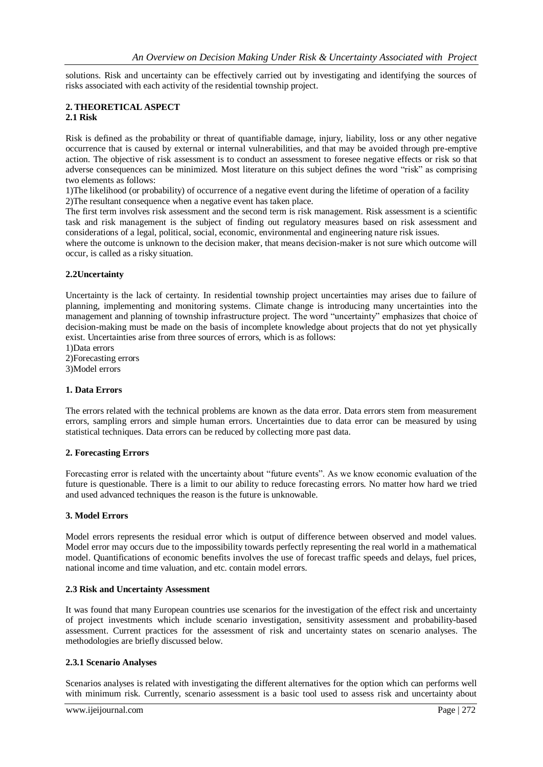solutions. Risk and uncertainty can be effectively carried out by investigating and identifying the sources of risks associated with each activity of the residential township project.

## 2. THEORETICAL ASPECT

### 2.1 Risk

Risk is defined as the probability or threat of quantifiable damage, injury, liability, loss or any other negative occurrence that is caused by external or internal vulnerabilities, and that may be avoided through pre-emptive action. The objective of risk assessment is to conduct an assessment to foresee negative effects or risk so that adverse consequences can be minimized. Most literature on this subject defines the word "risk" as comprising two elements as follows:

1)The likelihood (or probability) of occurrence of a negative event during the lifetime of operation of a facility
2)The resultant consequence when a negative event has taken place.

The first term involves risk assessment and the second term is risk management. Risk assessment is a scientific task and risk management is the subject of finding out regulatory measures based on risk assessment and considerations of a legal, political, social, economic, environmental and engineering nature risk issues.

where the outcome is unknown to the decision maker, that means decision-maker is not sure which outcome will occur, is called as a risky situation.

### 2.2Uncertainty

Uncertainty is the lack of certainty. In residential township project uncertainties may arises due to failure of planning, implementing and monitoring systems. Climate change is introducing many uncertainties into the management and planning of township infrastructure project. The word "uncertainty" emphasizes that choice of decision-making must be made on the basis of incomplete knowledge about projects that do not yet physically exist. Uncertainties arise from three sources of errors, which is as follows:

1)Data errors
2)Forecasting errors
3)Model errors

#### 1. Data Errors

The errors related with the technical problems are known as the data error. Data errors stem from measurement errors, sampling errors and simple human errors. Uncertainties due to data error can be measured by using statistical techniques. Data errors can be reduced by collecting more past data.

#### 2. Forecasting Errors

Forecasting error is related with the uncertainty about "future events". As we know economic evaluation of the future is questionable. There is a limit to our ability to reduce forecasting errors. No matter how hard we tried and used advanced techniques the reason is the future is unknowable.

#### 3. Model Errors

Model errors represents the residual error which is output of difference between observed and model values. Model error may occurs due to the impossibility towards perfectly representing the real world in a mathematical model. Quantifications of economic benefits involves the use of forecast traffic speeds and delays, fuel prices, national income and time valuation, and etc. contain model errors.

### 2.3 Risk and Uncertainty Assessment

It was found that many European countries use scenarios for the investigation of the effect risk and uncertainty of project investments which include scenario investigation, sensitivity assessment and probability-based assessment. Current practices for the assessment of risk and uncertainty states on scenario analyses. The methodologies are briefly discussed below.

#### 2.3.1 Scenario Analyses

Scenarios analyses is related with investigating the different alternatives for the option which can performs well with minimum risk. Currently, scenario assessment is a basic tool used to assess risk and uncertainty about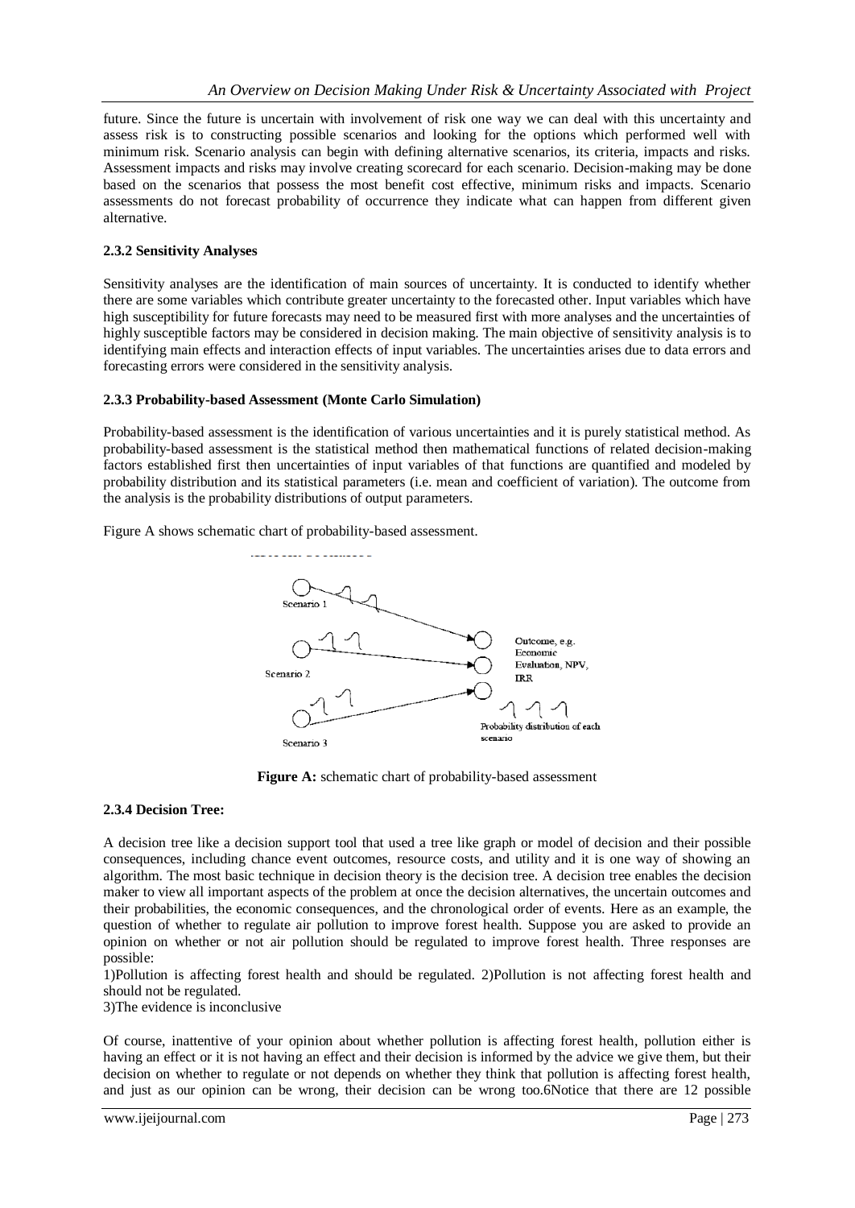future. Since the future is uncertain with involvement of risk one way we can deal with this uncertainty and assess risk is to constructing possible scenarios and looking for the options which performed well with minimum risk. Scenario analysis can begin with defining alternative scenarios, its criteria, impacts and risks. Assessment impacts and risks may involve creating scorecard for each scenario. Decision-making may be done based on the scenarios that possess the most benefit cost effective, minimum risks and impacts. Scenario assessments do not forecast probability of occurrence they indicate what can happen from different given alternative.

### 2.3.2 Sensitivity Analyses

Sensitivity analyses are the identification of main sources of uncertainty. It is conducted to identify whether there are some variables which contribute greater uncertainty to the forecasted other. Input variables which have high susceptibility for future forecasts may need to be measured first with more analyses and the uncertainties of highly susceptible factors may be considered in decision making. The main objective of sensitivity analysis is to identifying main effects and interaction effects of input variables. The uncertainties arises due to data errors and forecasting errors were considered in the sensitivity analysis.

### 2.3.3 Probability-based Assessment (Monte Carlo Simulation)

Probability-based assessment is the identification of various uncertainties and it is purely statistical method. As probability-based assessment is the statistical method then mathematical functions of related decision-making factors established first then uncertainties of input variables of that functions are quantified and modeled by probability distribution and its statistical parameters (i.e. mean and coefficient of variation). The outcome from the analysis is the probability distributions of output parameters.

Figure A shows schematic chart of probability-based assessment.

Scenario 1

Scenario 2

Scenario 3

Outcome, e.g. Economic Evaluation, NPV, IRR

Probability distribution of each scenario

**Figure A:** schematic chart of probability-based assessment

### 2.3.4 Decision Tree:

A decision tree like a decision support tool that used a tree like graph or model of decision and their possible consequences, including chance event outcomes, resource costs, and utility and it is one way of showing an algorithm. The most basic technique in decision theory is the decision tree. A decision tree enables the decision maker to view all important aspects of the problem at once the decision alternatives, the uncertain outcomes and their probabilities, the economic consequences, and the chronological order of events. Here as an example, the question of whether to regulate air pollution to improve forest health. Suppose you are asked to provide an opinion on whether or not air pollution should be regulated to improve forest health. Three responses are possible:

1)Pollution is affecting forest health and should be regulated. 2)Pollution is not affecting forest health and should not be regulated.
3)The evidence is inconclusive

Of course, inattentive of your opinion about whether pollution is affecting forest health, pollution either is having an effect or it is not having an effect and their decision is informed by the advice we give them, but their decision on whether to regulate or not depends on whether they think that pollution is affecting forest health, and just as our opinion can be wrong, their decision can be wrong too.6Notice that there are 12 possible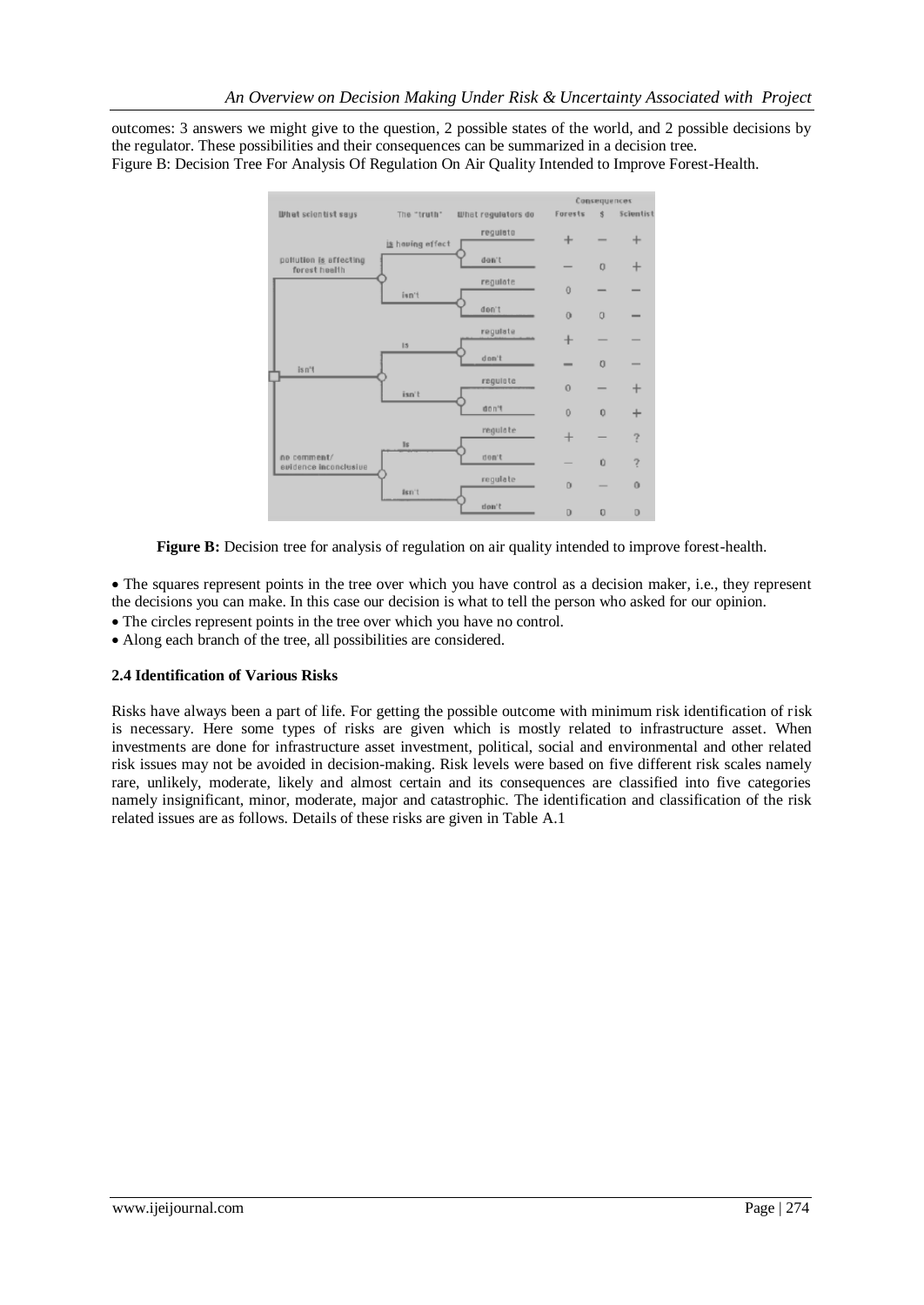outcomes: 3 answers we might give to the question, 2 possible states of the world, and 2 possible decisions by the regulator. These possibilities and their consequences can be summarized in a decision tree.

Figure B: Decision Tree For Analysis Of Regulation On Air Quality Intended to Improve Forest-Health.

| What scientist says | The "truth" | What regulators do | Forests | $ | Scientist |
|---|---|---|---|---|---|
| pollution is affecting forest health | is having effect | regulate | + | — | + |
| | | don't | — | 0 | + |
| | isn't | regulate | 0 | — | — |
| | | don't | 0 | 0 | — |
| isn't | is | regulate | + | — | — |
| | | don't | — | 0 | — |
| | isn't | regulate | 0 | — | + |
| | | don't | 0 | 0 | + |
| no comment/ evidence inconclusive | is | regulate | + | — | ? |
| | | don't | — | 0 | ? |
| | isn't | regulate | 0 | — | 0 |
| | | don't | 0 | 0 | 0 |

**Figure B:** Decision tree for analysis of regulation on air quality intended to improve forest-health.

- The squares represent points in the tree over which you have control as a decision maker, i.e., they represent the decisions you can make. In this case our decision is what to tell the person who asked for our opinion.
- The circles represent points in the tree over which you have no control.
- Along each branch of the tree, all possibilities are considered.

**2.4 Identification of Various Risks**

Risks have always been a part of life. For getting the possible outcome with minimum risk identification of risk is necessary. Here some types of risks are given which is mostly related to infrastructure asset. When investments are done for infrastructure asset investment, political, social and environmental and other related risk issues may not be avoided in decision-making. Risk levels were based on five different risk scales namely rare, unlikely, moderate, likely and almost certain and its consequences are classified into five categories namely insignificant, minor, moderate, major and catastrophic. The identification and classification of the risk related issues are as follows. Details of these risks are given in Table A.1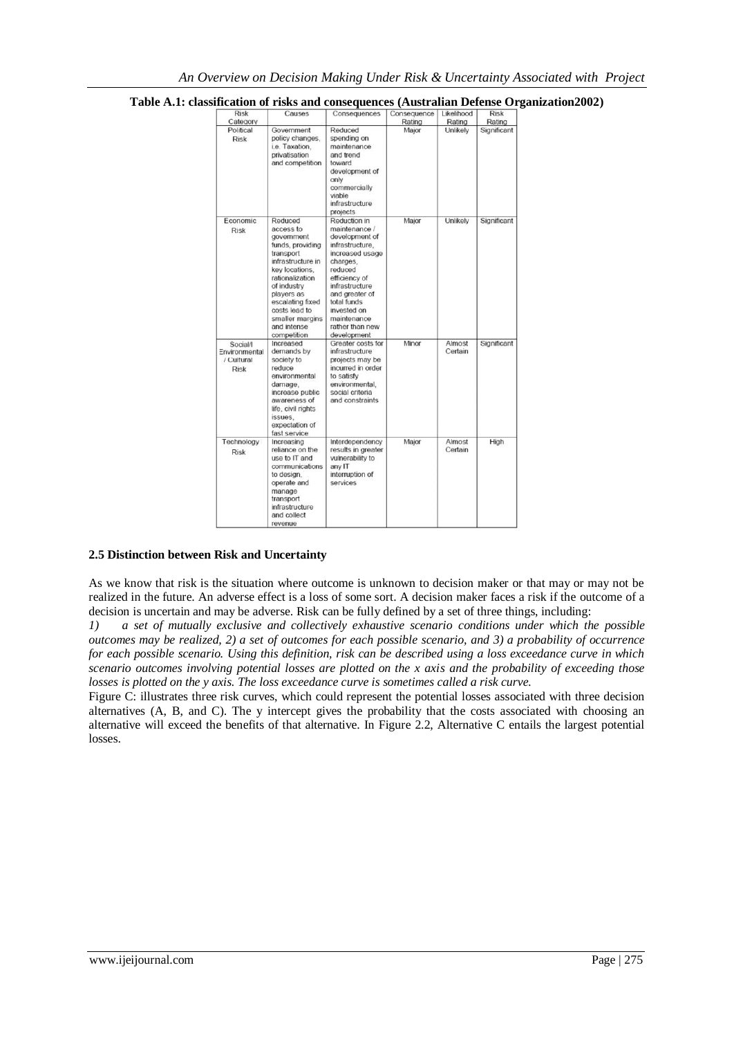**Table A.1: classification of risks and consequences (Australian Defense Organization2002)**

| Risk Category | Causes | Consequences | Consequence Rating | Likelihood Rating | Risk Rating |
|---|---|---|---|---|---|
| Political Risk | Government policy changes, i.e. Taxation, privatisation and competition | Reduced spending on maintenance and trend toward development of only commercially viable infrastructure projects | Major | Unlikely | Significant |
| Economic Risk | Reduced access to government funds, providing transport infrastructure in key locations, rationalization of industry players as escalating fixed costs lead to smaller margins and intense competition | Reduction in maintenance / development of infrastructure, increased usage charges, reduced efficiency of infrastructure and greater of total funds invested on maintenance rather than new development | Major | Unlikely | Significant |
| Social/I Environmental / Cultural Risk | Increased demands by society to reduce environmental damage, increase public awareness of life, civil rights issues, expectation of fast service | Greater costs for infrastructure projects may be incurred in order to satisfy environmental, social criteria and constraints | Minor | Almost Certain | Significant |
| Technology Risk | Increasing reliance on the use to IT and communications to design, operate and manage transport infrastructure and collect revenue | Interdependency results in greater vulnerability to any IT interruption of services | Major | Almost Certain | High |

### 2.5 Distinction between Risk and Uncertainty

As we know that risk is the situation where outcome is unknown to decision maker or that may or may not be realized in the future. An adverse effect is a loss of some sort. A decision maker faces a risk if the outcome of a decision is uncertain and may be adverse. Risk can be fully defined by a set of three things, including:

*1) a set of mutually exclusive and collectively exhaustive scenario conditions under which the possible outcomes may be realized, 2) a set of outcomes for each possible scenario, and 3) a probability of occurrence for each possible scenario. Using this definition, risk can be described using a loss exceedance curve in which scenario outcomes involving potential losses are plotted on the x axis and the probability of exceeding those losses is plotted on the y axis. The loss exceedance curve is sometimes called a risk curve.*

Figure C: illustrates three risk curves, which could represent the potential losses associated with three decision alternatives (A, B, and C). The y intercept gives the probability that the costs associated with choosing an alternative will exceed the benefits of that alternative. In Figure 2.2, Alternative C entails the largest potential losses.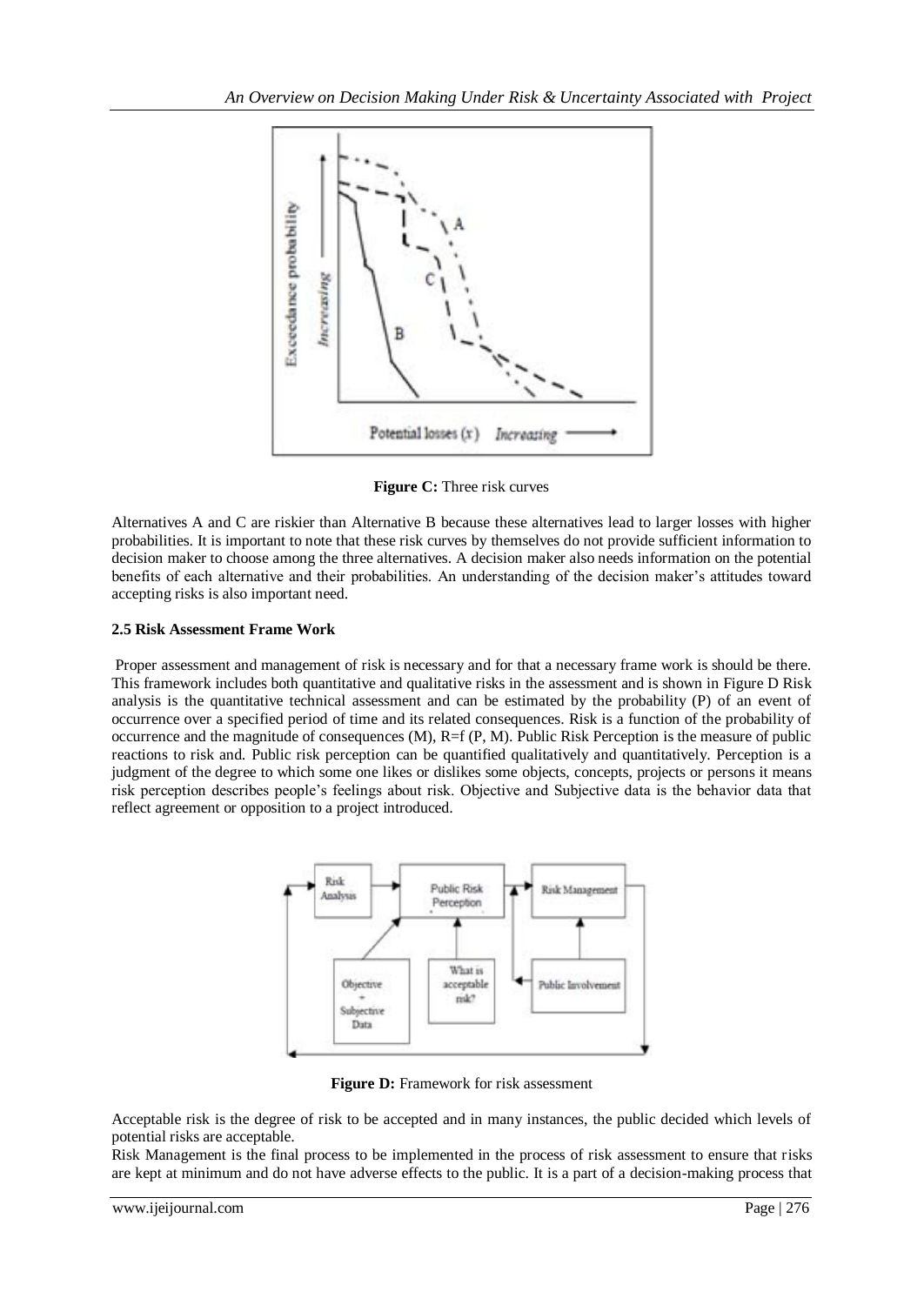**Figure C:** Three risk curves

Alternatives A and C are riskier than Alternative B because these alternatives lead to larger losses with higher probabilities. It is important to note that these risk curves by themselves do not provide sufficient information to decision maker to choose among the three alternatives. A decision maker also needs information on the potential benefits of each alternative and their probabilities. An understanding of the decision maker's attitudes toward accepting risks is also important need.

### 2.5 Risk Assessment Frame Work

Proper assessment and management of risk is necessary and for that a necessary frame work is should be there. This framework includes both quantitative and qualitative risks in the assessment and is shown in Figure D Risk analysis is the quantitative technical assessment and can be estimated by the probability (P) of an event of occurrence over a specified period of time and its related consequences. Risk is a function of the probability of occurrence and the magnitude of consequences (M), $R=f(P, M)$. Public Risk Perception is the measure of public reactions to risk and. Public risk perception can be quantified qualitatively and quantitatively. Perception is a judgment of the degree to which some one likes or dislikes some objects, concepts, projects or persons it means risk perception describes people's feelings about risk. Objective and Subjective data is the behavior data that reflect agreement or opposition to a project introduced.

**Figure D:** Framework for risk assessment

Acceptable risk is the degree of risk to be accepted and in many instances, the public decided which levels of potential risks are acceptable.

Risk Management is the final process to be implemented in the process of risk assessment to ensure that risks are kept at minimum and do not have adverse effects to the public. It is a part of a decision-making process that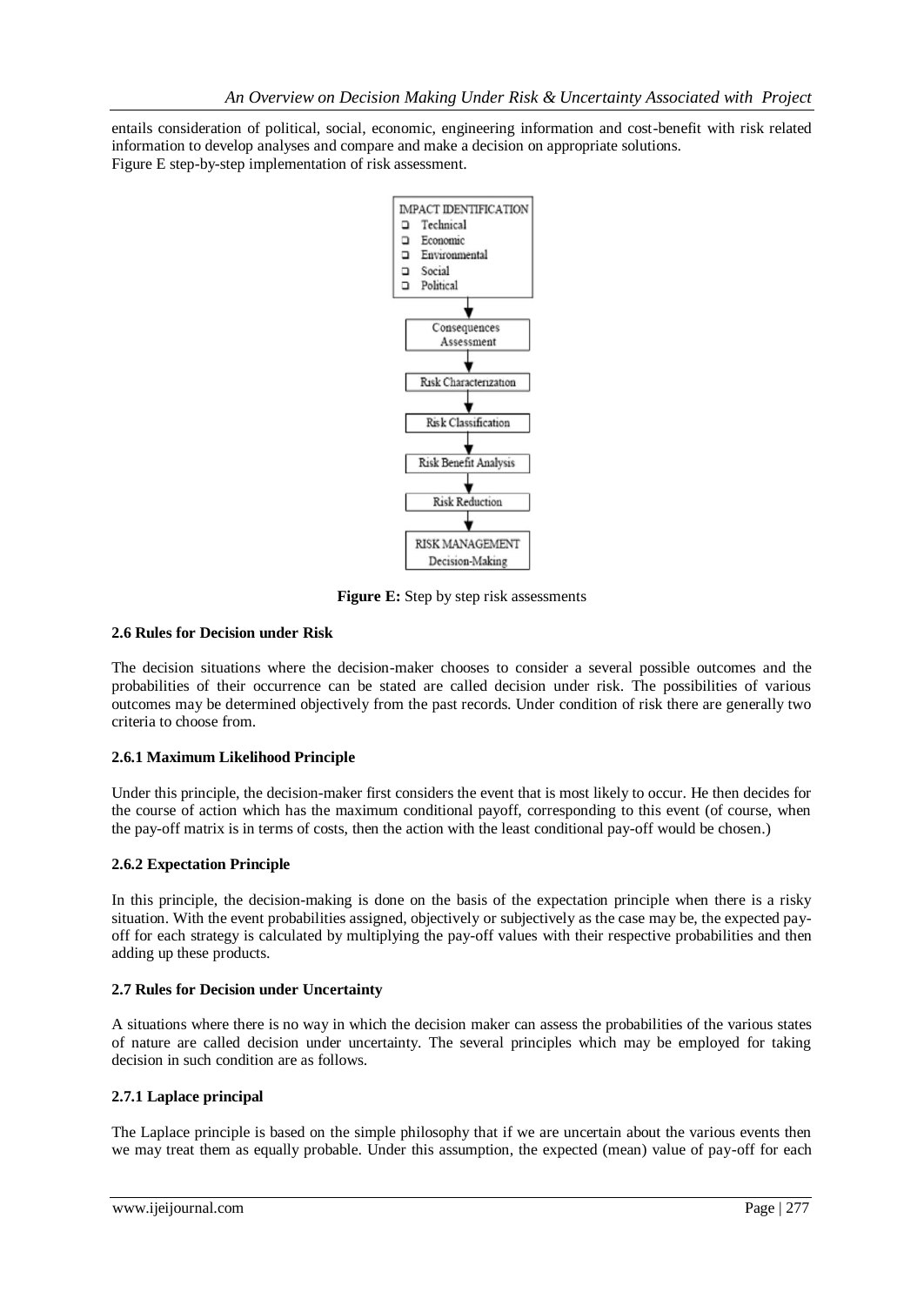entails consideration of political, social, economic, engineering information and cost-benefit with risk related information to develop analyses and compare and make a decision on appropriate solutions.
Figure E step-by-step implementation of risk assessment.

IMPACT IDENTIFICATION
- Technical
- Economic
- Environmental
- Social
- Political

↓

Consequences Assessment

↓

Risk Characterization

↓

Risk Classification

↓

Risk Benefit Analysis

↓

Risk Reduction

↓

RISK MANAGEMENT Decision-Making

**Figure E:** Step by step risk assessments

### 2.6 Rules for Decision under Risk

The decision situations where the decision-maker chooses to consider a several possible outcomes and the probabilities of their occurrence can be stated are called decision under risk. The possibilities of various outcomes may be determined objectively from the past records. Under condition of risk there are generally two criteria to choose from.

#### 2.6.1 Maximum Likelihood Principle

Under this principle, the decision-maker first considers the event that is most likely to occur. He then decides for the course of action which has the maximum conditional payoff, corresponding to this event (of course, when the pay-off matrix is in terms of costs, then the action with the least conditional pay-off would be chosen.)

#### 2.6.2 Expectation Principle

In this principle, the decision-making is done on the basis of the expectation principle when there is a risky situation. With the event probabilities assigned, objectively or subjectively as the case may be, the expected pay-off for each strategy is calculated by multiplying the pay-off values with their respective probabilities and then adding up these products.

### 2.7 Rules for Decision under Uncertainty

A situations where there is no way in which the decision maker can assess the probabilities of the various states of nature are called decision under uncertainty. The several principles which may be employed for taking decision in such condition are as follows.

#### 2.7.1 Laplace principal

The Laplace principle is based on the simple philosophy that if we are uncertain about the various events then we may treat them as equally probable. Under this assumption, the expected (mean) value of pay-off for each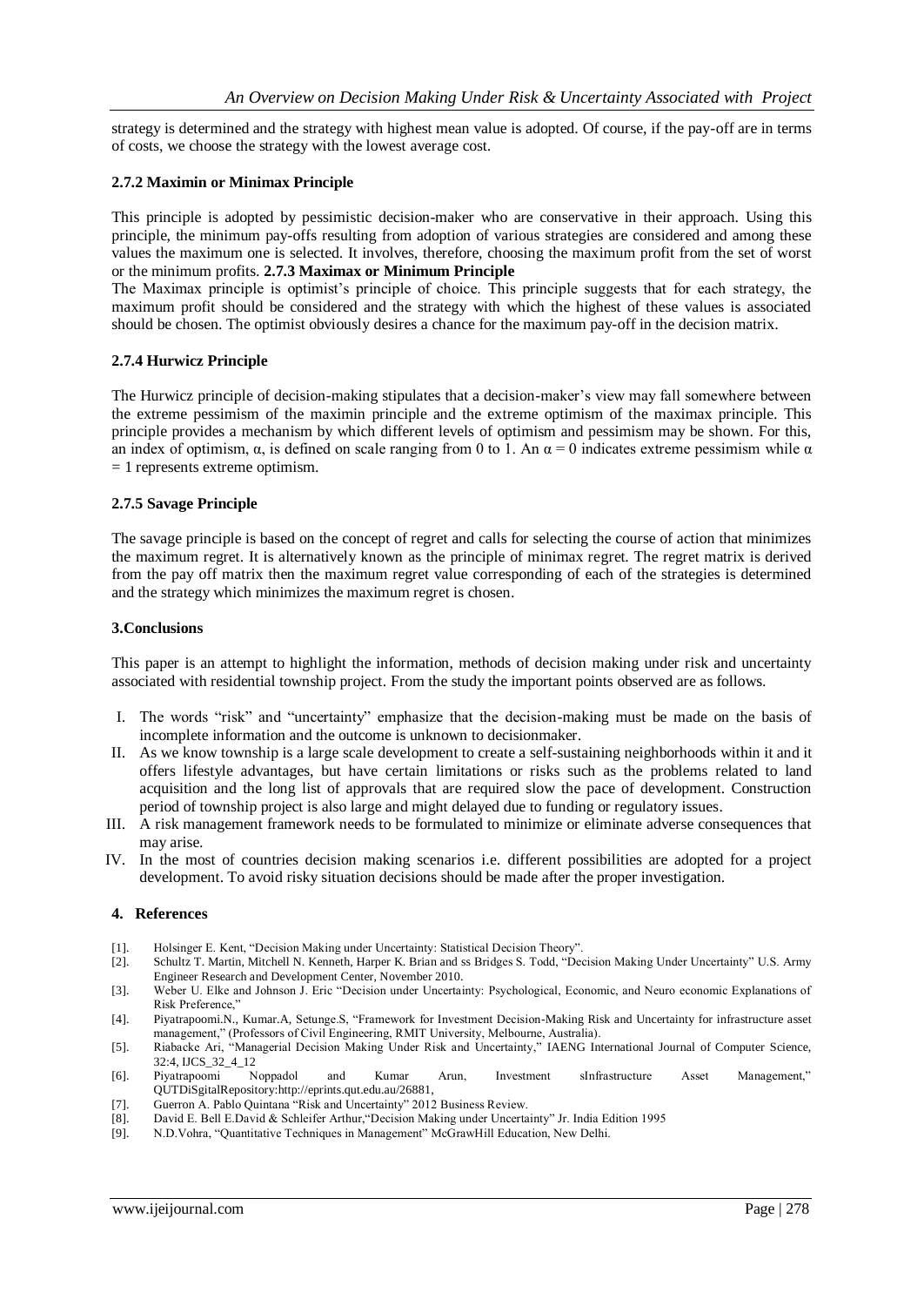strategy is determined and the strategy with highest mean value is adopted. Of course, if the pay-off are in terms of costs, we choose the strategy with the lowest average cost.

### 2.7.2 Maximin or Minimax Principle

This principle is adopted by pessimistic decision-maker who are conservative in their approach. Using this principle, the minimum pay-offs resulting from adoption of various strategies are considered and among these values the maximum one is selected. It involves, therefore, choosing the maximum profit from the set of worst or the minimum profits.

### 2.7.3 Maximax or Minimum Principle

The Maximax principle is optimist's principle of choice. This principle suggests that for each strategy, the maximum profit should be considered and the strategy with which the highest of these values is associated should be chosen. The optimist obviously desires a chance for the maximum pay-off in the decision matrix.

### 2.7.4 Hurwicz Principle

The Hurwicz principle of decision-making stipulates that a decision-maker's view may fall somewhere between the extreme pessimism of the maximin principle and the extreme optimism of the maximax principle. This principle provides a mechanism by which different levels of optimism and pessimism may be shown. For this, an index of optimism, $\alpha$, is defined on scale ranging from 0 to 1. An $\alpha = 0$ indicates extreme pessimism while $\alpha = 1$ represents extreme optimism.

### 2.7.5 Savage Principle

The savage principle is based on the concept of regret and calls for selecting the course of action that minimizes the maximum regret. It is alternatively known as the principle of minimax regret. The regret matrix is derived from the pay off matrix then the maximum regret value corresponding of each of the strategies is determined and the strategy which minimizes the maximum regret is chosen.

## 3. Conclusions

This paper is an attempt to highlight the information, methods of decision making under risk and uncertainty associated with residential township project. From the study the important points observed are as follows.

I. The words "risk" and "uncertainty" emphasize that the decision-making must be made on the basis of incomplete information and the outcome is unknown to decisionmaker.
II. As we know township is a large scale development to create a self-sustaining neighborhoods within it and it offers lifestyle advantages, but have certain limitations or risks such as the problems related to land acquisition and the long list of approvals that are required slow the pace of development. Construction period of township project is also large and might delayed due to funding or regulatory issues.
III. A risk management framework needs to be formulated to minimize or eliminate adverse consequences that may arise.
IV. In the most of countries decision making scenarios i.e. different possibilities are adopted for a project development. To avoid risky situation decisions should be made after the proper investigation.

## 4. References

[1]. Holsinger E. Kent, "Decision Making under Uncertainty: Statistical Decision Theory".

[2]. Schultz T. Martin, Mitchell N. Kenneth, Harper K. Brian and ss Bridges S. Todd, "Decision Making Under Uncertainty" U.S. Army Engineer Research and Development Center, November 2010.

[3]. Weber U. Elke and Johnson J. Eric "Decision under Uncertainty: Psychological, Economic, and Neuro economic Explanations of Risk Preference,"

[4]. Piyatrapoomi.N., Kumar.A, Setunge.S, "Framework for Investment Decision-Making Risk and Uncertainty for infrastructure asset management," (Professors of Civil Engineering, RMIT University, Melbourne, Australia).

[5]. Riabacke Ari, "Managerial Decision Making Under Risk and Uncertainty," IAENG International Journal of Computer Science, 32:4, IJCS_32_4_12

[6]. Piyatrapoomi Noppadol and Kumar Arun, Investment sInfrastructure Asset Management," QUTDiSgitalRepository:http://eprints.qut.edu.au/26881,

[7]. Guerron A. Pablo Quintana "Risk and Uncertainty" 2012 Business Review.

[8]. David E. Bell E.David & Schleifer Arthur,"Decision Making under Uncertainty" Jr. India Edition 1995

[9]. N.D.Vohra, "Quantitative Techniques in Management" McGrawHill Education, New Delhi.